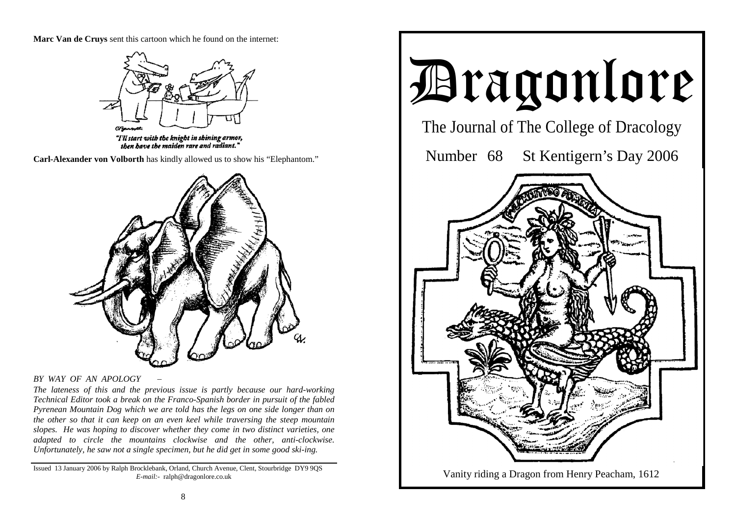**Marc Van de Cruys** sent this cartoon which he found on the internet:

"I'll start with the knight in shining armor, then have the maiden rare and radiant."

**Carl-Alexander von Volborth** has kindly allowed us to show his "Elephantom."

*BY WAY OF AN APOLOGY –*

*The lateness of this and the previous issue is partly because our hard-working Technical Editor took a break on the Franco-Spanish border in pursuit of the fabled Pyrenean Mountain Dog which we are told has the legs on one side longer than on the other so that it can keep on an even keel while traversing the steep mountain slopes. He was hoping to discover whether they come in two distinct varieties, one adapted to circle the mountains clockwise and the other, anti-clockwise. Unfortunately, he saw not a single specimen, but he did get in some good ski-ing.*

Issued 13 January 2006 by Ralph Brocklebank, Orland, Church Avenue, Clent, Stourbridge DY9 9QS
*E-mail:-* ralph@dragonlore.co.uk

# Dragonlore

## The Journal of The College of Dracology

Number 68 St Kentigern's Day 2006

Vanity riding a Dragon from Henry Peacham, 1612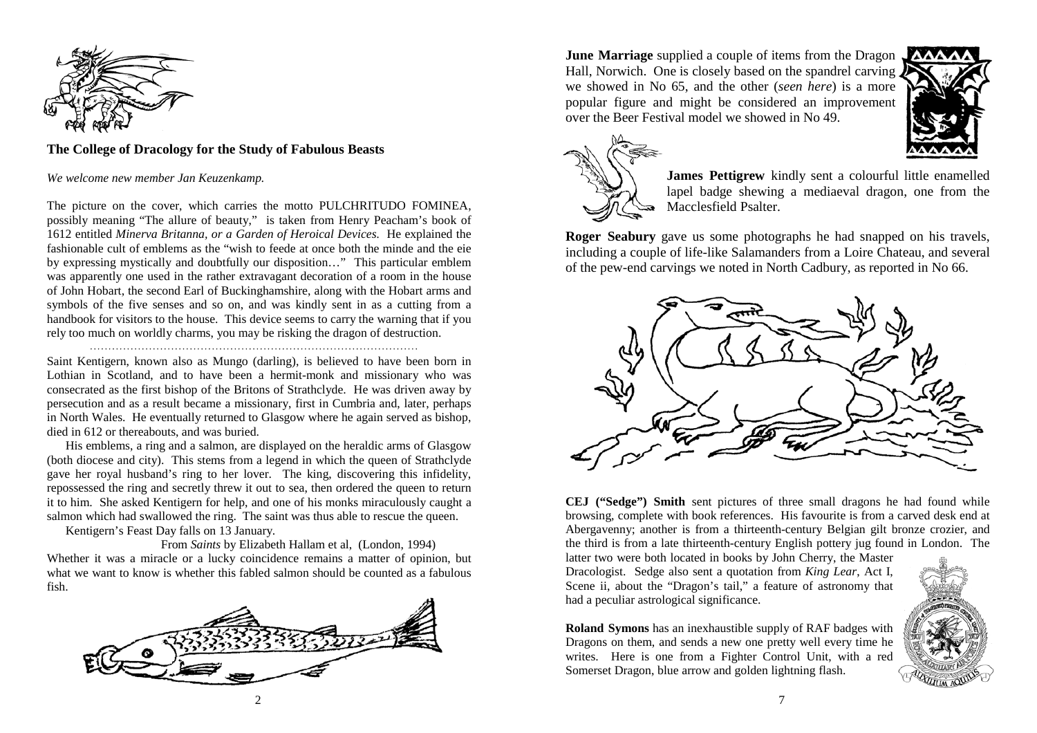### The College of Dracology for the Study of Fabulous Beasts

*We welcome new member Jan Keuzenkamp.*

The picture on the cover, which carries the motto PULCHRITUDO FOMINEA, possibly meaning "The allure of beauty," is taken from Henry Peacham's book of 1612 entitled *Minerva Britanna, or a Garden of Heroical Devices.* He explained the fashionable cult of emblems as the "wish to feede at once both the minde and the eie by expressing mystically and doubtfully our disposition…" This particular emblem was apparently one used in the rather extravagant decoration of a room in the house of John Hobart, the second Earl of Buckinghamshire, along with the Hobart arms and symbols of the five senses and so on, and was kindly sent in as a cutting from a handbook for visitors to the house. This device seems to carry the warning that if you rely too much on worldly charms, you may be risking the dragon of destruction.

……………………………………………………………………………

Saint Kentigern, known also as Mungo (darling), is believed to have been born in Lothian in Scotland, and to have been a hermit-monk and missionary who was consecrated as the first bishop of the Britons of Strathclyde. He was driven away by persecution and as a result became a missionary, first in Cumbria and, later, perhaps in North Wales. He eventually returned to Glasgow where he again served as bishop, died in 612 or thereabouts, and was buried.

His emblems, a ring and a salmon, are displayed on the heraldic arms of Glasgow (both diocese and city). This stems from a legend in which the queen of Strathclyde gave her royal husband's ring to her lover. The king, discovering this infidelity, repossessed the ring and secretly threw it out to sea, then ordered the queen to return it to him. She asked Kentigern for help, and one of his monks miraculously caught a salmon which had swallowed the ring. The saint was thus able to rescue the queen.

Kentigern's Feast Day falls on 13 January.

From *Saints* by Elizabeth Hallam et al, (London, 1994)

Whether it was a miracle or a lucky coincidence remains a matter of opinion, but what we want to know is whether this fabled salmon should be counted as a fabulous fish.

**June Marriage** supplied a couple of items from the Dragon Hall, Norwich. One is closely based on the spandrel carving we showed in No 65, and the other (*seen here*) is a more popular figure and might be considered an improvement over the Beer Festival model we showed in No 49.

**James Pettigrew** kindly sent a colourful little enamelled lapel badge shewing a mediaeval dragon, one from the Macclesfield Psalter.

**Roger Seabury** gave us some photographs he had snapped on his travels, including a couple of life-like Salamanders from a Loire Chateau, and several of the pew-end carvings we noted in North Cadbury, as reported in No 66.

**CEJ ("Sedge") Smith** sent pictures of three small dragons he had found while browsing, complete with book references. His favourite is from a carved desk end at Abergavenny; another is from a thirteenth-century Belgian gilt bronze crozier, and the third is from a late thirteenth-century English pottery jug found in London. The latter two were both located in books by John Cherry, the Master Dracologist. Sedge also sent a quotation from *King Lear*, Act I, Scene ii, about the "Dragon's tail," a feature of astronomy that had a peculiar astrological significance.

**Roland Symons** has an inexhaustible supply of RAF badges with Dragons on them, and sends a new one pretty well every time he writes. Here is one from a Fighter Control Unit, with a red Somerset Dragon, blue arrow and golden lightning flash.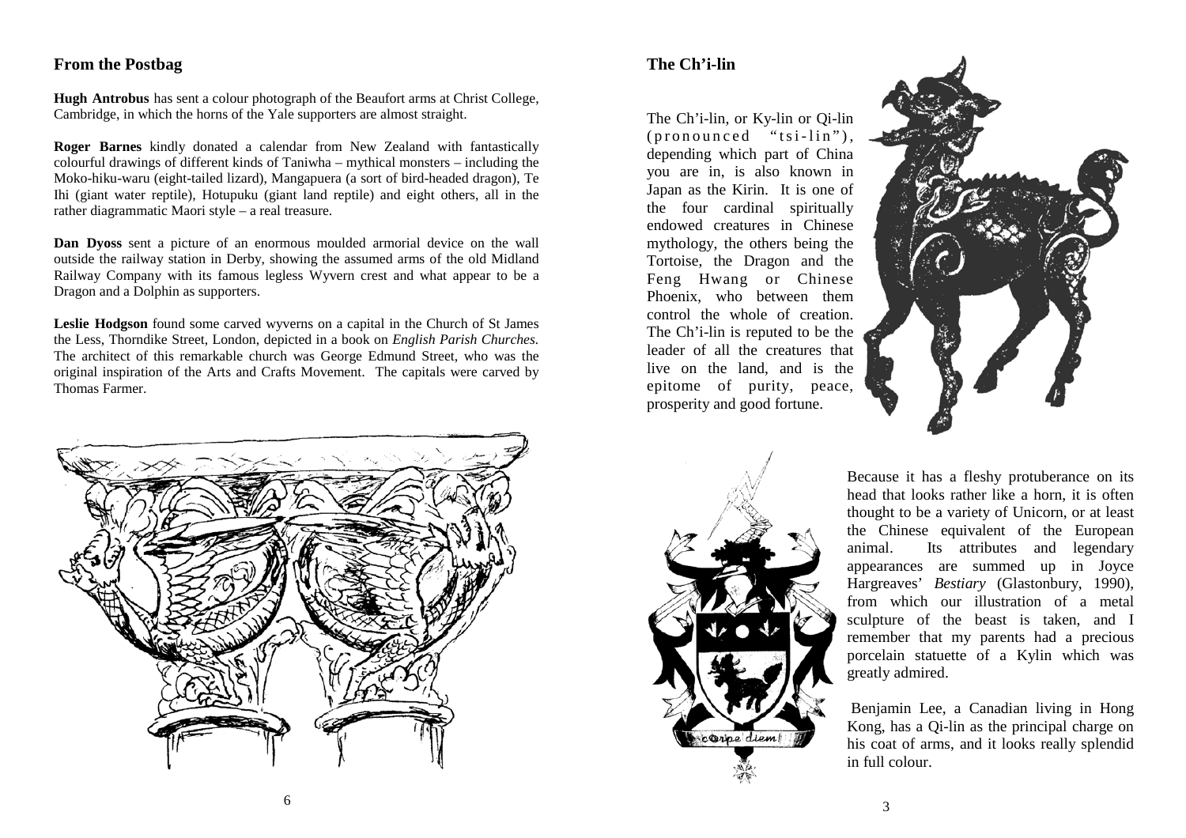## From the Postbag

**Hugh Antrobus** has sent a colour photograph of the Beaufort arms at Christ College, Cambridge, in which the horns of the Yale supporters are almost straight.

**Roger Barnes** kindly donated a calendar from New Zealand with fantastically colourful drawings of different kinds of Taniwha – mythical monsters – including the Moko-hiku-waru (eight-tailed lizard), Mangapuera (a sort of bird-headed dragon), Te Ihi (giant water reptile), Hotupuku (giant land reptile) and eight others, all in the rather diagrammatic Maori style – a real treasure.

**Dan Dyoss** sent a picture of an enormous moulded armorial device on the wall outside the railway station in Derby, showing the assumed arms of the old Midland Railway Company with its famous legless Wyvern crest and what appear to be a Dragon and a Dolphin as supporters.

**Leslie Hodgson** found some carved wyverns on a capital in the Church of St James the Less, Thorndike Street, London, depicted in a book on *English Parish Churches.* The architect of this remarkable church was George Edmund Street, who was the original inspiration of the Arts and Crafts Movement. The capitals were carved by Thomas Farmer.

## The Ch'i-lin

The Ch'i-lin, or Ky-lin or Qi-lin (pronounced "tsi-lin"), depending which part of China you are in, is also known in Japan as the Kirin. It is one of the four cardinal spiritually endowed creatures in Chinese mythology, the others being the Tortoise, the Dragon and the Feng Hwang or Chinese Phoenix, who between them control the whole of creation. The Ch'i-lin is reputed to be the leader of all the creatures that live on the land, and is the epitome of purity, peace, prosperity and good fortune.

Because it has a fleshy protuberance on its head that looks rather like a horn, it is often thought to be a variety of Unicorn, or at least the Chinese equivalent of the European animal. Its attributes and legendary appearances are summed up in Joyce Hargreaves' *Bestiary* (Glastonbury, 1990), from which our illustration of a metal sculpture of the beast is taken, and I remember that my parents had a precious porcelain statuette of a Kylin which was greatly admired.

Benjamin Lee, a Canadian living in Hong Kong, has a Qi-lin as the principal charge on his coat of arms, and it looks really splendid in full colour.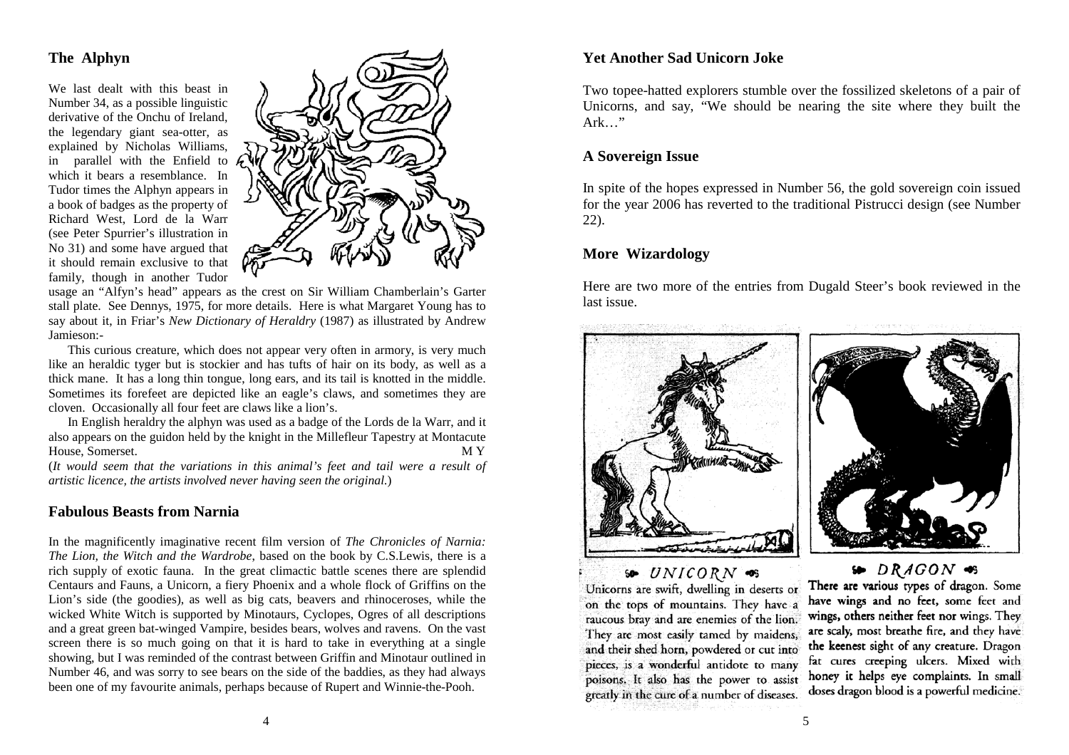## The Alphyn

We last dealt with this beast in Number 34, as a possible linguistic derivative of the Onchu of Ireland, the legendary giant sea-otter, as explained by Nicholas Williams, in parallel with the Enfield to which it bears a resemblance. In Tudor times the Alphyn appears in a book of badges as the property of Richard West, Lord de la Warr (see Peter Spurrier's illustration in No 31) and some have argued that it should remain exclusive to that family, though in another Tudor usage an "Alfyn's head" appears as the crest on Sir William Chamberlain's Garter stall plate. See Dennys, 1975, for more details. Here is what Margaret Young has to say about it, in Friar's *New Dictionary of Heraldry* (1987) as illustrated by Andrew Jamieson:-

This curious creature, which does not appear very often in armory, is very much like an heraldic tyger but is stockier and has tufts of hair on its body, as well as a thick mane. It has a long thin tongue, long ears, and its tail is knotted in the middle. Sometimes its forefeet are depicted like an eagle's claws, and sometimes they are cloven. Occasionally all four feet are claws like a lion's.

In English heraldry the alphyn was used as a badge of the Lords de la Warr, and it also appears on the guidon held by the knight in the Millefleur Tapestry at Montacute House, Somerset. M Y

(*It would seem that the variations in this animal's feet and tail were a result of artistic licence, the artists involved never having seen the original.*)

## Fabulous Beasts from Narnia

In the magnificently imaginative recent film version of *The Chronicles of Narnia: The Lion, the Witch and the Wardrobe*, based on the book by C.S.Lewis, there is a rich supply of exotic fauna. In the great climactic battle scenes there are splendid Centaurs and Fauns, a Unicorn, a fiery Phoenix and a whole flock of Griffins on the Lion's side (the goodies), as well as big cats, beavers and rhinoceroses, while the wicked White Witch is supported by Minotaurs, Cyclopes, Ogres of all descriptions and a great green bat-winged Vampire, besides bears, wolves and ravens. On the vast screen there is so much going on that it is hard to take in everything at a single showing, but I was reminded of the contrast between Griffin and Minotaur outlined in Number 46, and was sorry to see bears on the side of the baddies, as they had always been one of my favourite animals, perhaps because of Rupert and Winnie-the-Pooh.

## Yet Another Sad Unicorn Joke

Two topee-hatted explorers stumble over the fossilized skeletons of a pair of Unicorns, and say, "We should be nearing the site where they built the Ark…"

## A Sovereign Issue

In spite of the hopes expressed in Number 56, the gold sovereign coin issued for the year 2006 has reverted to the traditional Pistrucci design (see Number 22).

## More Wizardology

Here are two more of the entries from Dugald Steer's book reviewed in the last issue.

**UNICORN**

Unicorns are swift, dwelling in deserts or on the tops of mountains. They have a raucous bray and are enemies of the lion. They are most easily tamed by maidens, and their shed horn, powdered or cut into pieces, is a wonderful antidote to many poisons. It also has the power to assist greatly in the cure of a number of diseases.

**DRAGON**

There are various types of dragon. Some have wings and no feet, some feet and wings, others neither feet nor wings. They are scaly, most breathe fire, and they have the keenest sight of any creature. Dragon fat cures creeping ulcers. Mixed with honey it helps eye complaints. In small doses dragon blood is a powerful medicine.